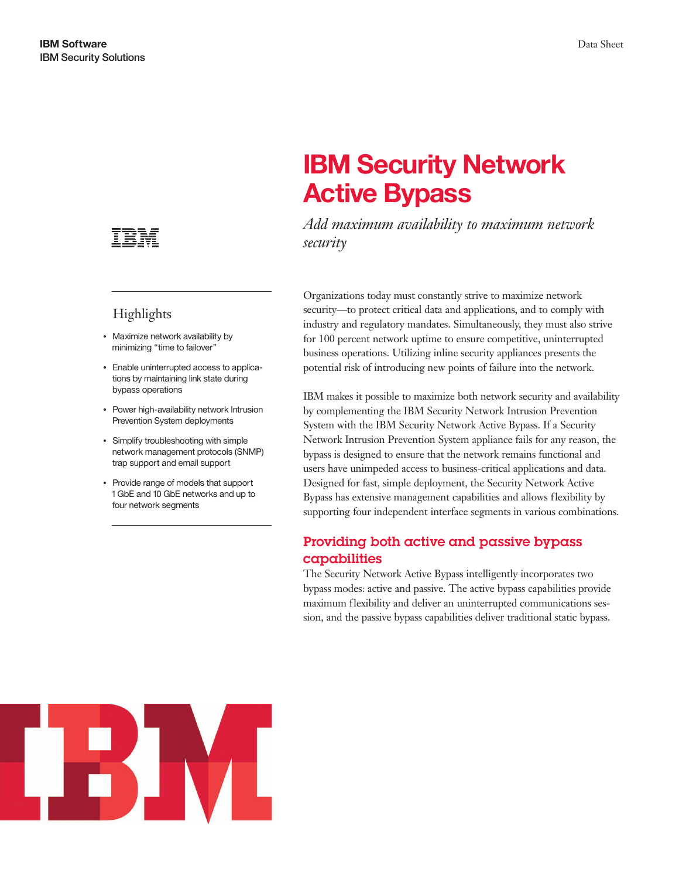IBM Software
IBM Security Solutions

Data Sheet

# IBM Security Network Active Bypass

*Add maximum availability to maximum network security*

## Highlights

- Maximize network availability by minimizing "time to failover"
- Enable uninterrupted access to applications by maintaining link state during bypass operations
- Power high-availability network Intrusion Prevention System deployments
- Simplify troubleshooting with simple network management protocols (SNMP) trap support and email support
- Provide range of models that support 1 GbE and 10 GbE networks and up to four network segments

Organizations today must constantly strive to maximize network security—to protect critical data and applications, and to comply with industry and regulatory mandates. Simultaneously, they must also strive for 100 percent network uptime to ensure competitive, uninterrupted business operations. Utilizing inline security appliances presents the potential risk of introducing new points of failure into the network.

IBM makes it possible to maximize both network security and availability by complementing the IBM Security Network Intrusion Prevention System with the IBM Security Network Active Bypass. If a Security Network Intrusion Prevention System appliance fails for any reason, the bypass is designed to ensure that the network remains functional and users have unimpeded access to business-critical applications and data. Designed for fast, simple deployment, the Security Network Active Bypass has extensive management capabilities and allows flexibility by supporting four independent interface segments in various combinations.

## Providing both active and passive bypass capabilities

The Security Network Active Bypass intelligently incorporates two bypass modes: active and passive. The active bypass capabilities provide maximum flexibility and deliver an uninterrupted communications session, and the passive bypass capabilities deliver traditional static bypass.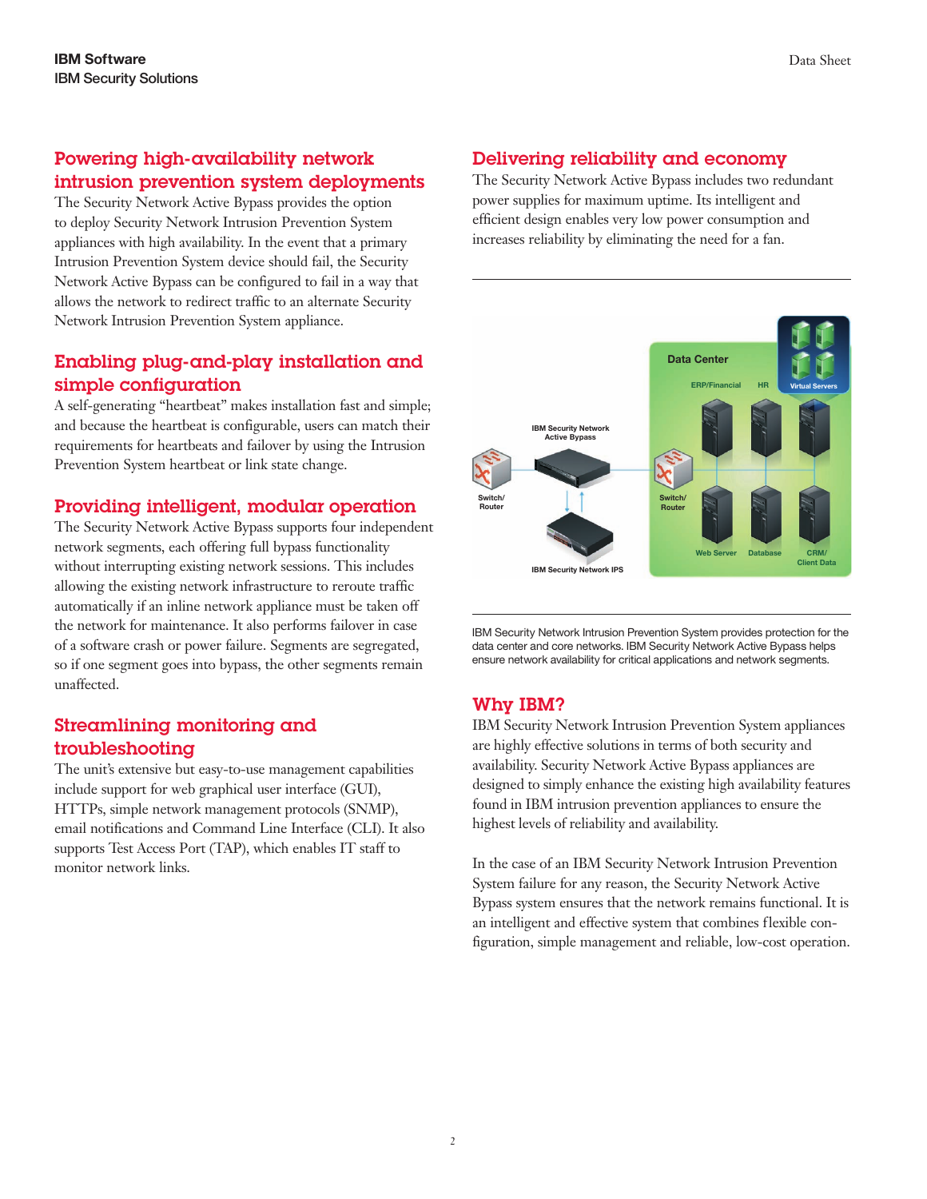## Powering high-availability network intrusion prevention system deployments

The Security Network Active Bypass provides the option to deploy Security Network Intrusion Prevention System appliances with high availability. In the event that a primary Intrusion Prevention System device should fail, the Security Network Active Bypass can be configured to fail in a way that allows the network to redirect traffic to an alternate Security Network Intrusion Prevention System appliance.

## Enabling plug-and-play installation and simple configuration

A self-generating "heartbeat" makes installation fast and simple; and because the heartbeat is configurable, users can match their requirements for heartbeats and failover by using the Intrusion Prevention System heartbeat or link state change.

## Providing intelligent, modular operation

The Security Network Active Bypass supports four independent network segments, each offering full bypass functionality without interrupting existing network sessions. This includes allowing the existing network infrastructure to reroute traffic automatically if an inline network appliance must be taken off the network for maintenance. It also performs failover in case of a software crash or power failure. Segments are segregated, so if one segment goes into bypass, the other segments remain unaffected.

## Streamlining monitoring and troubleshooting

The unit's extensive but easy-to-use management capabilities include support for web graphical user interface (GUI), HTTPs, simple network management protocols (SNMP), email notifications and Command Line Interface (CLI). It also supports Test Access Port (TAP), which enables IT staff to monitor network links.

## Delivering reliability and economy

The Security Network Active Bypass includes two redundant power supplies for maximum uptime. Its intelligent and efficient design enables very low power consumption and increases reliability by eliminating the need for a fan.

IBM Security Network Intrusion Prevention System provides protection for the data center and core networks. IBM Security Network Active Bypass helps ensure network availability for critical applications and network segments.

## Why IBM?

IBM Security Network Intrusion Prevention System appliances are highly effective solutions in terms of both security and availability. Security Network Active Bypass appliances are designed to simply enhance the existing high availability features found in IBM intrusion prevention appliances to ensure the highest levels of reliability and availability.

In the case of an IBM Security Network Intrusion Prevention System failure for any reason, the Security Network Active Bypass system ensures that the network remains functional. It is an intelligent and effective system that combines flexible configuration, simple management and reliable, low-cost operation.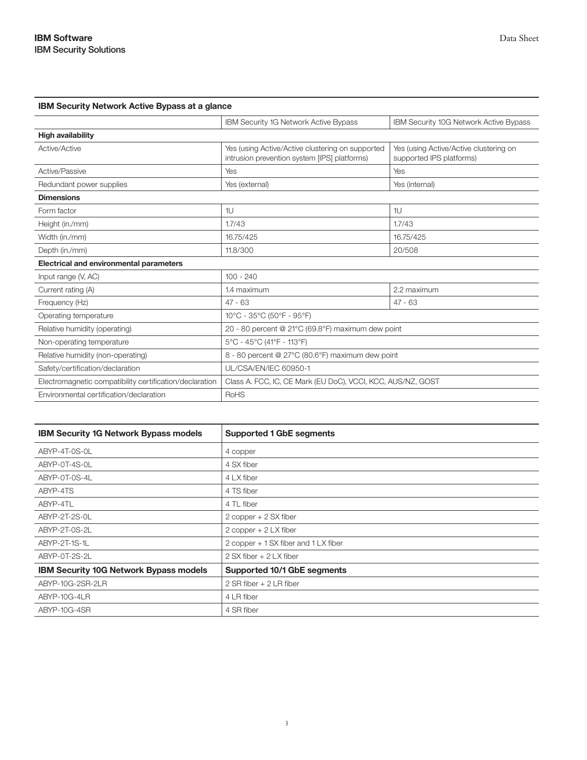| IBM Security Network Active Bypass at a glance | | |
|---|---|---|
| | IBM Security 1G Network Active Bypass | IBM Security 10G Network Active Bypass |
| **High availability** | | |
| Active/Active | Yes (using Active/Active clustering on supported intrusion prevention system [IPS] platforms) | Yes (using Active/Active clustering on supported IPS platforms) |
| Active/Passive | Yes | Yes |
| Redundant power supplies | Yes (external) | Yes (internal) |
| **Dimensions** | | |
| Form factor | 1U | 1U |
| Height (in./mm) | 1.7/43 | 1.7/43 |
| Width (in./mm) | 16.75/425 | 16.75/425 |
| Depth (in./mm) | 11.8/300 | 20/508 |
| **Electrical and environmental parameters** | | |
| Input range (V, AC) | 100 - 240 | |
| Current rating (A) | 1.4 maximum | 2.2 maximum |
| Frequency (Hz) | 47 - 63 | 47 - 63 |
| Operating temperature | 10°C - 35°C (50°F - 95°F) | |
| Relative humidity (operating) | 20 - 80 percent @ 21°C (69.8°F) maximum dew point | |
| Non-operating temperature | 5°C - 45°C (41°F - 113°F) | |
| Relative humidity (non-operating) | 8 - 80 percent @ 27°C (80.6°F) maximum dew point | |
| Safety/certification/declaration | UL/CSA/EN/IEC 60950-1 | |
| Electromagnetic compatibility certification/declaration | Class A. FCC, IC, CE Mark (EU DoC), VCCI, KCC, AUS/NZ, GOST | |
| Environmental certification/declaration | RoHS | |

| IBM Security 1G Network Bypass models | Supported 1 GbE segments |
|---|---|
| ABYP-4T-0S-0L | 4 copper |
| ABYP-0T-4S-0L | 4 SX fiber |
| ABYP-0T-0S-4L | 4 LX fiber |
| ABYP-4TS | 4 TS fiber |
| ABYP-4TL | 4 TL fiber |
| ABYP-2T-2S-0L | 2 copper + 2 SX fiber |
| ABYP-2T-0S-2L | 2 copper + 2 LX fiber |
| ABYP-2T-1S-1L | 2 copper + 1 SX fiber and 1 LX fiber |
| ABYP-0T-2S-2L | 2 SX fiber + 2 LX fiber |
| **IBM Security 10G Network Bypass models** | **Supported 10/1 GbE segments** |
| ABYP-10G-2SR-2LR | 2 SR fiber + 2 LR fiber |
| ABYP-10G-4LR | 4 LR fiber |
| ABYP-10G-4SR | 4 SR fiber |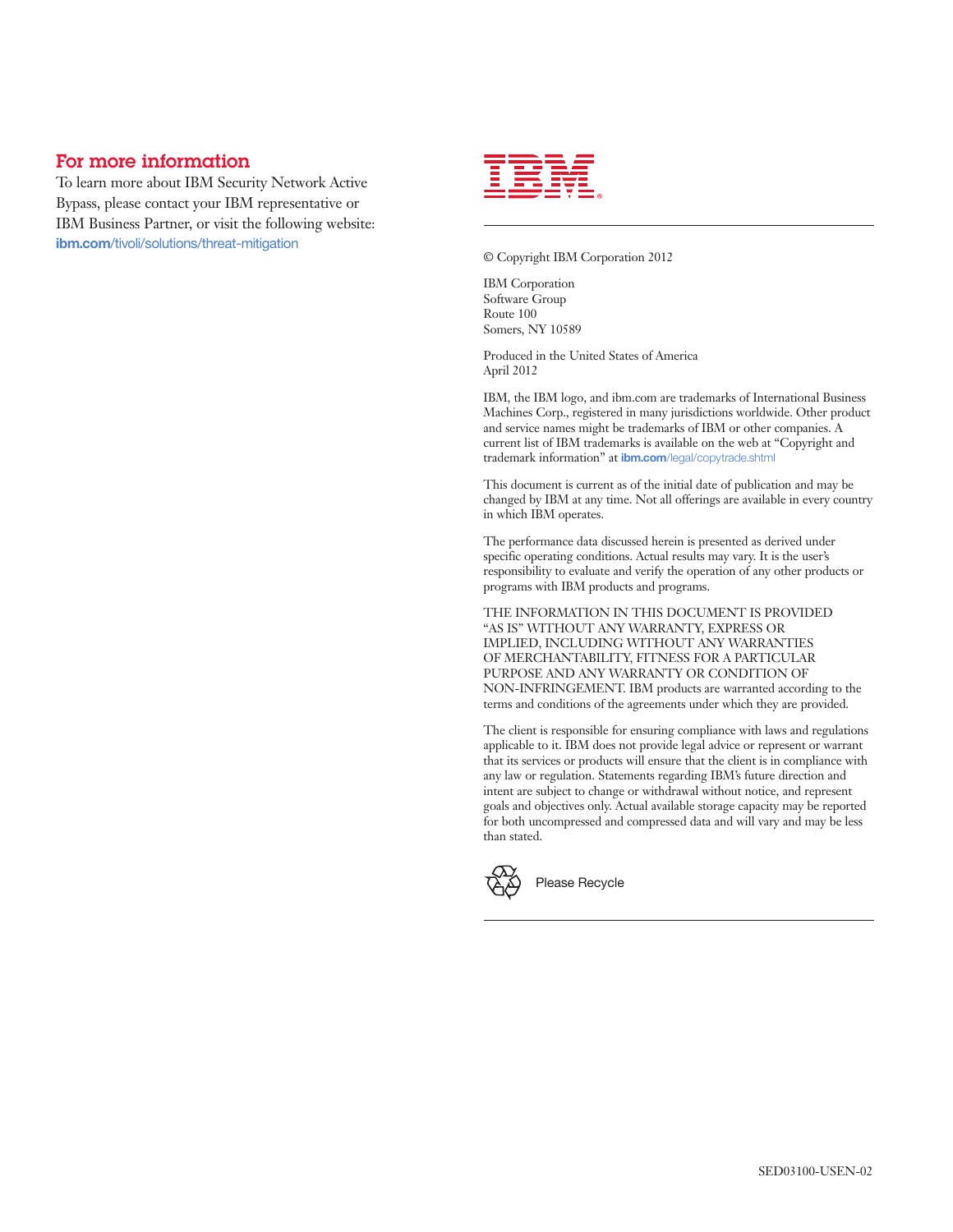## For more information

To learn more about IBM Security Network Active Bypass, please contact your IBM representative or IBM Business Partner, or visit the following website: **ibm.com**/tivoli/solutions/threat-mitigation

© Copyright IBM Corporation 2012

IBM Corporation
Software Group
Route 100
Somers, NY 10589

Produced in the United States of America
April 2012

IBM, the IBM logo, and ibm.com are trademarks of International Business Machines Corp., registered in many jurisdictions worldwide. Other product and service names might be trademarks of IBM or other companies. A current list of IBM trademarks is available on the web at "Copyright and trademark information" at **ibm.com**/legal/copytrade.shtml

This document is current as of the initial date of publication and may be changed by IBM at any time. Not all offerings are available in every country in which IBM operates.

The performance data discussed herein is presented as derived under specific operating conditions. Actual results may vary. It is the user's responsibility to evaluate and verify the operation of any other products or programs with IBM products and programs.

THE INFORMATION IN THIS DOCUMENT IS PROVIDED "AS IS" WITHOUT ANY WARRANTY, EXPRESS OR IMPLIED, INCLUDING WITHOUT ANY WARRANTIES OF MERCHANTABILITY, FITNESS FOR A PARTICULAR PURPOSE AND ANY WARRANTY OR CONDITION OF NON-INFRINGEMENT. IBM products are warranted according to the terms and conditions of the agreements under which they are provided.

The client is responsible for ensuring compliance with laws and regulations applicable to it. IBM does not provide legal advice or represent or warrant that its services or products will ensure that the client is in compliance with any law or regulation. Statements regarding IBM's future direction and intent are subject to change or withdrawal without notice, and represent goals and objectives only. Actual available storage capacity may be reported for both uncompressed and compressed data and will vary and may be less than stated.

Please Recycle

SED03100-USEN-02